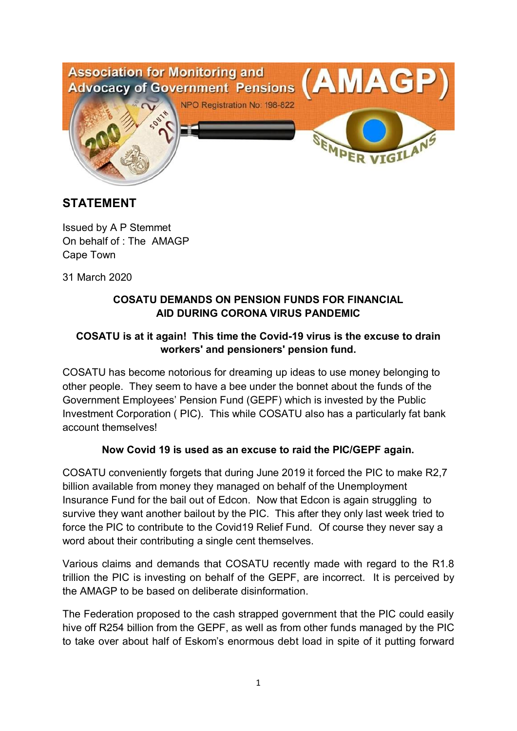Association for Monitoring and Advocacy of Government Pensions (AMAGP)

NPO Registration No: 198-822

SEMPER VIGILANS

## STATEMENT

Issued by A P Stemmet
On behalf of : The AMAGP
Cape Town

31 March 2020

**COSATU DEMANDS ON PENSION FUNDS FOR FINANCIAL AID DURING CORONA VIRUS PANDEMIC**

**COSATU is at it again! This time the Covid-19 virus is the excuse to drain workers' and pensioners' pension fund.**

COSATU has become notorious for dreaming up ideas to use money belonging to other people. They seem to have a bee under the bonnet about the funds of the Government Employees' Pension Fund (GEPF) which is invested by the Public Investment Corporation ( PIC). This while COSATU also has a particularly fat bank account themselves!

**Now Covid 19 is used as an excuse to raid the PIC/GEPF again.**

COSATU conveniently forgets that during June 2019 it forced the PIC to make R2,7 billion available from money they managed on behalf of the Unemployment Insurance Fund for the bail out of Edcon. Now that Edcon is again struggling to survive they want another bailout by the PIC. This after they only last week tried to force the PIC to contribute to the Covid19 Relief Fund. Of course they never say a word about their contributing a single cent themselves.

Various claims and demands that COSATU recently made with regard to the R1.8 trillion the PIC is investing on behalf of the GEPF, are incorrect. It is perceived by the AMAGP to be based on deliberate disinformation.

The Federation proposed to the cash strapped government that the PIC could easily hive off R254 billion from the GEPF, as well as from other funds managed by the PIC to take over about half of Eskom's enormous debt load in spite of it putting forward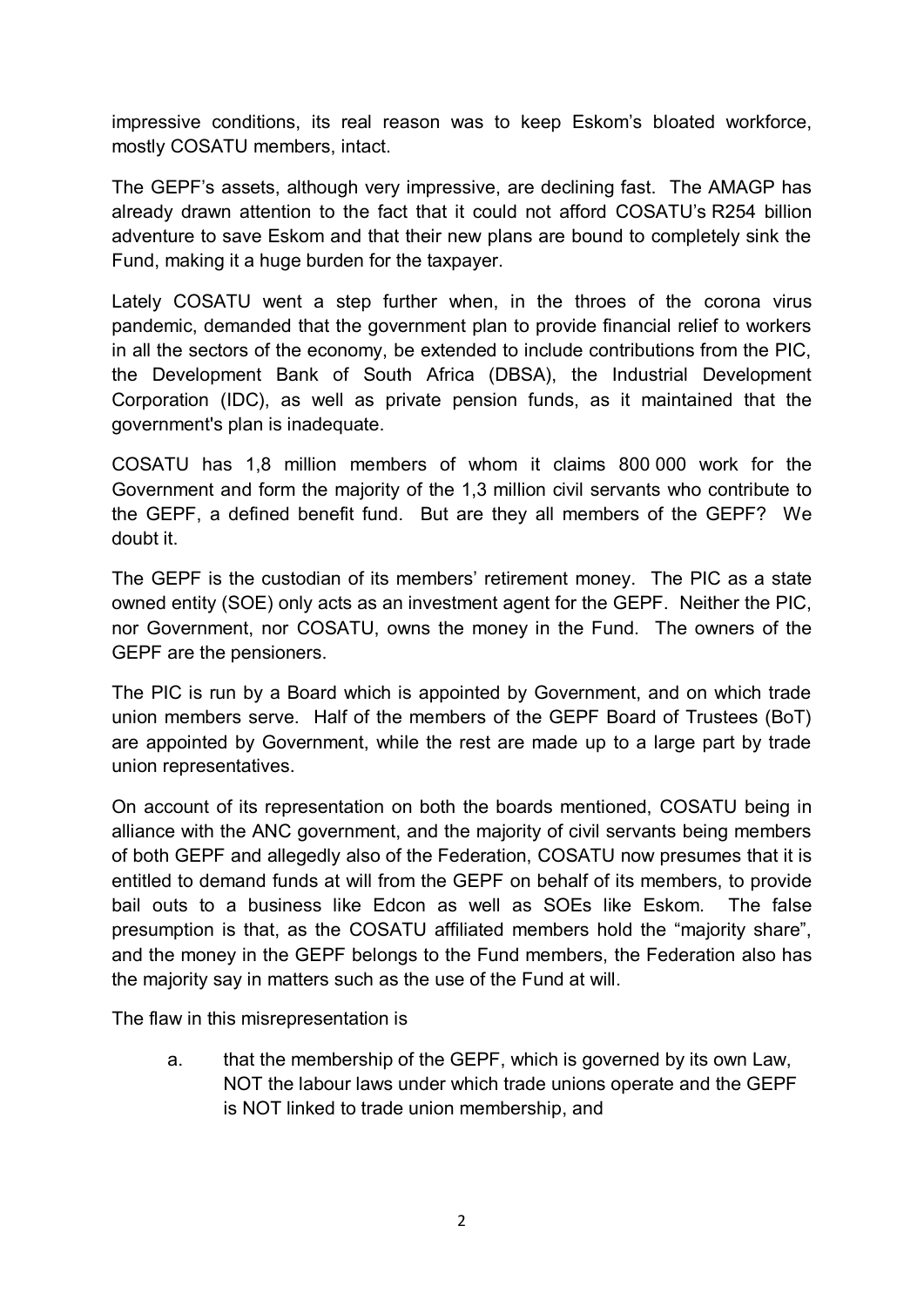impressive conditions, its real reason was to keep Eskom's bloated workforce, mostly COSATU members, intact.

The GEPF's assets, although very impressive, are declining fast. The AMAGP has already drawn attention to the fact that it could not afford COSATU's R254 billion adventure to save Eskom and that their new plans are bound to completely sink the Fund, making it a huge burden for the taxpayer.

Lately COSATU went a step further when, in the throes of the corona virus pandemic, demanded that the government plan to provide financial relief to workers in all the sectors of the economy, be extended to include contributions from the PIC, the Development Bank of South Africa (DBSA), the Industrial Development Corporation (IDC), as well as private pension funds, as it maintained that the government's plan is inadequate.

COSATU has 1,8 million members of whom it claims 800 000 work for the Government and form the majority of the 1,3 million civil servants who contribute to the GEPF, a defined benefit fund. But are they all members of the GEPF? We doubt it.

The GEPF is the custodian of its members' retirement money. The PIC as a state owned entity (SOE) only acts as an investment agent for the GEPF. Neither the PIC, nor Government, nor COSATU, owns the money in the Fund. The owners of the GEPF are the pensioners.

The PIC is run by a Board which is appointed by Government, and on which trade union members serve. Half of the members of the GEPF Board of Trustees (BoT) are appointed by Government, while the rest are made up to a large part by trade union representatives.

On account of its representation on both the boards mentioned, COSATU being in alliance with the ANC government, and the majority of civil servants being members of both GEPF and allegedly also of the Federation, COSATU now presumes that it is entitled to demand funds at will from the GEPF on behalf of its members, to provide bail outs to a business like Edcon as well as SOEs like Eskom. The false presumption is that, as the COSATU affiliated members hold the "majority share", and the money in the GEPF belongs to the Fund members, the Federation also has the majority say in matters such as the use of the Fund at will.

The flaw in this misrepresentation is

a. that the membership of the GEPF, which is governed by its own Law, NOT the labour laws under which trade unions operate and the GEPF is NOT linked to trade union membership, and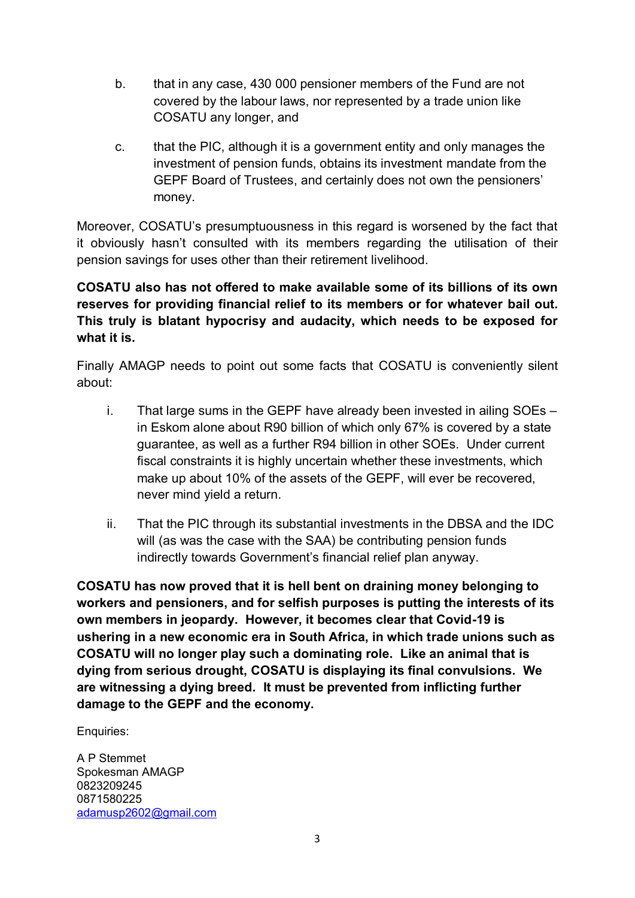b. that in any case, 430 000 pensioner members of the Fund are not covered by the labour laws, nor represented by a trade union like COSATU any longer, and

c. that the PIC, although it is a government entity and only manages the investment of pension funds, obtains its investment mandate from the GEPF Board of Trustees, and certainly does not own the pensioners' money.

Moreover, COSATU's presumptuousness in this regard is worsened by the fact that it obviously hasn't consulted with its members regarding the utilisation of their pension savings for uses other than their retirement livelihood.

**COSATU also has not offered to make available some of its billions of its own reserves for providing financial relief to its members or for whatever bail out. This truly is blatant hypocrisy and audacity, which needs to be exposed for what it is.**

Finally AMAGP needs to point out some facts that COSATU is conveniently silent about:

i. That large sums in the GEPF have already been invested in ailing SOEs – in Eskom alone about R90 billion of which only 67% is covered by a state guarantee, as well as a further R94 billion in other SOEs. Under current fiscal constraints it is highly uncertain whether these investments, which make up about 10% of the assets of the GEPF, will ever be recovered, never mind yield a return.

ii. That the PIC through its substantial investments in the DBSA and the IDC will (as was the case with the SAA) be contributing pension funds indirectly towards Government's financial relief plan anyway.

**COSATU has now proved that it is hell bent on draining money belonging to workers and pensioners, and for selfish purposes is putting the interests of its own members in jeopardy. However, it becomes clear that Covid-19 is ushering in a new economic era in South Africa, in which trade unions such as COSATU will no longer play such a dominating role. Like an animal that is dying from serious drought, COSATU is displaying its final convulsions. We are witnessing a dying breed. It must be prevented from inflicting further damage to the GEPF and the economy.**

Enquiries:

A P Stemmet
Spokesman AMAGP
0823209245
0871580225
adamusp2602@gmail.com